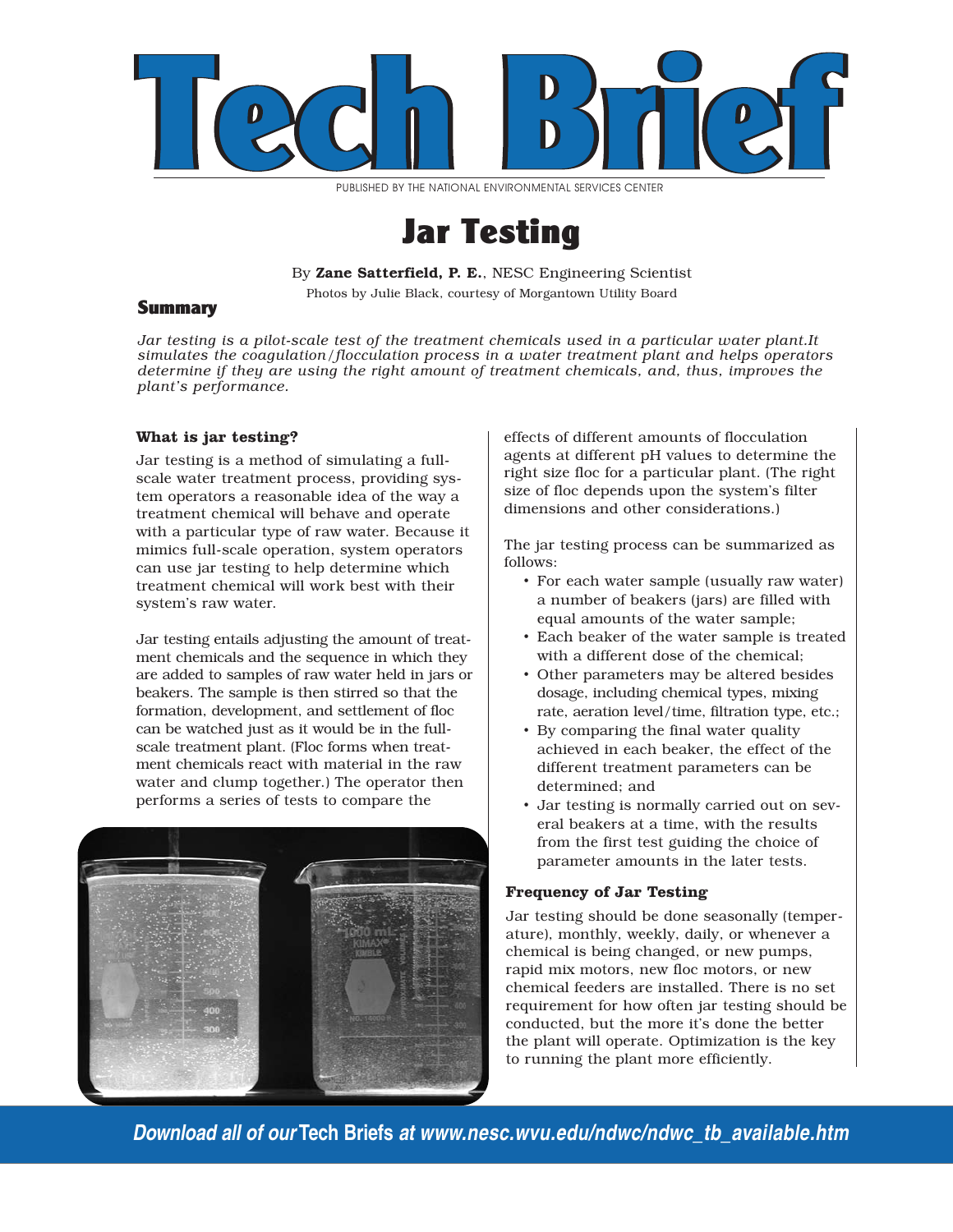# Tech Brief

PUBLISHED BY THE NATIONAL ENVIRONMENTAL SERVICES CENTER

# Jar Testing

By **Zane Satterfield, P. E.**, NESC Engineering Scientist

Photos by Julie Black, courtesy of Morgantown Utility Board

## Summary

*Jar testing is a pilot-scale test of the treatment chemicals used in a particular water plant.It simulates the coagulation/flocculation process in a water treatment plant and helps operators determine if they are using the right amount of treatment chemicals, and, thus, improves the plant's performance.*

### What is jar testing?

Jar testing is a method of simulating a full-scale water treatment process, providing system operators a reasonable idea of the way a treatment chemical will behave and operate with a particular type of raw water. Because it mimics full-scale operation, system operators can use jar testing to help determine which treatment chemical will work best with their system's raw water.

Jar testing entails adjusting the amount of treatment chemicals and the sequence in which they are added to samples of raw water held in jars or beakers. The sample is then stirred so that the formation, development, and settlement of floc can be watched just as it would be in the full-scale treatment plant. (Floc forms when treatment chemicals react with material in the raw water and clump together.) The operator then performs a series of tests to compare the effects of different amounts of flocculation agents at different pH values to determine the right size floc for a particular plant. (The right size of floc depends upon the system's filter dimensions and other considerations.)

The jar testing process can be summarized as follows:

- For each water sample (usually raw water) a number of beakers (jars) are filled with equal amounts of the water sample;
- Each beaker of the water sample is treated with a different dose of the chemical;
- Other parameters may be altered besides dosage, including chemical types, mixing rate, aeration level/time, filtration type, etc.;
- By comparing the final water quality achieved in each beaker, the effect of the different treatment parameters can be determined; and
- Jar testing is normally carried out on several beakers at a time, with the results from the first test guiding the choice of parameter amounts in the later tests.

### Frequency of Jar Testing

Jar testing should be done seasonally (temperature), monthly, weekly, daily, or whenever a chemical is being changed, or new pumps, rapid mix motors, new floc motors, or new chemical feeders are installed. There is no set requirement for how often jar testing should be conducted, but the more it's done the better the plant will operate. Optimization is the key to running the plant more efficiently.

*Download all of our* **Tech Briefs** *at www.nesc.wvu.edu/ndwc/ndwc_tb_available.htm*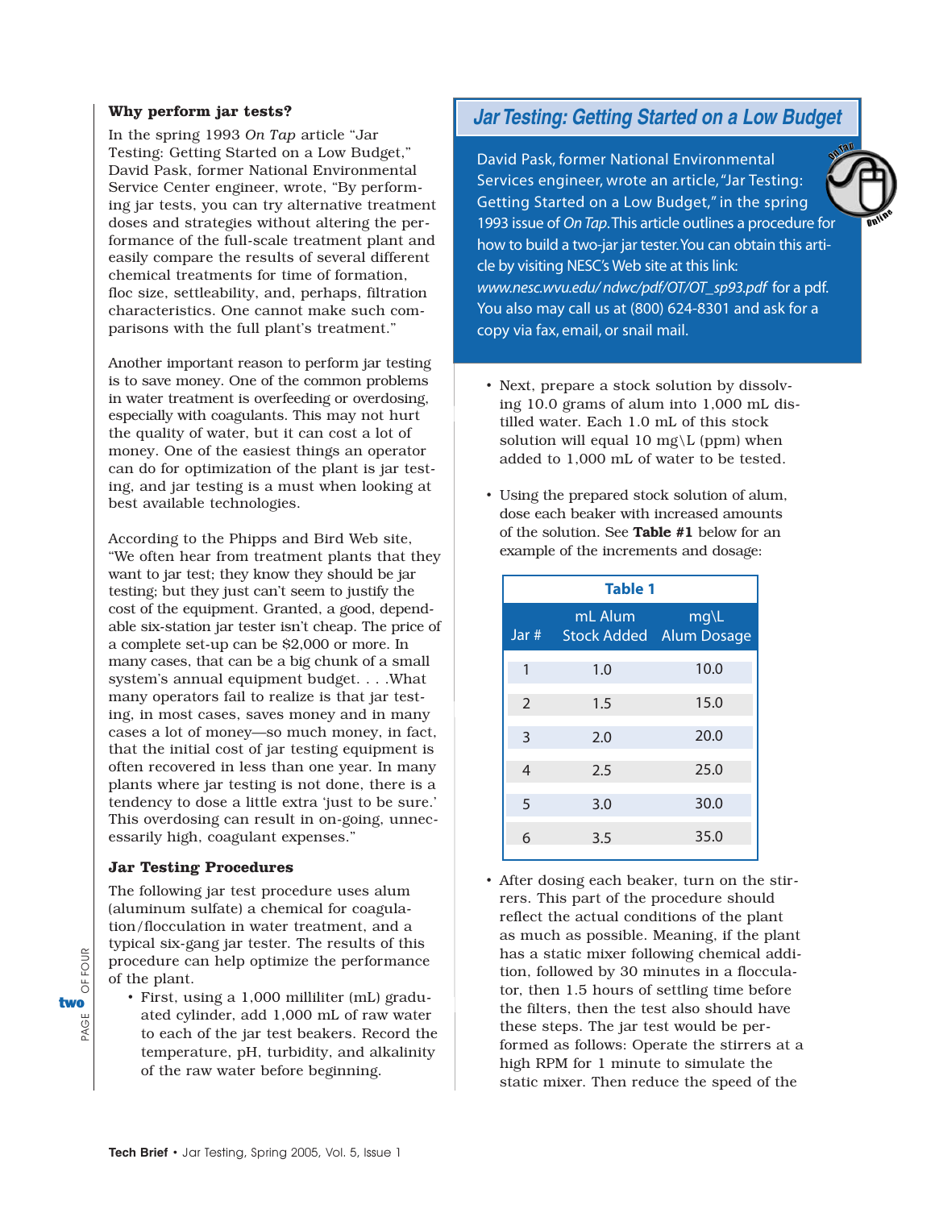### Why perform jar tests?

In the spring 1993 *On Tap* article "Jar Testing: Getting Started on a Low Budget," David Pask, former National Environmental Service Center engineer, wrote, "By performing jar tests, you can try alternative treatment doses and strategies without altering the performance of the full-scale treatment plant and easily compare the results of several different chemical treatments for time of formation, floc size, settleability, and, perhaps, filtration characteristics. One cannot make such comparisons with the full plant's treatment."

Another important reason to perform jar testing is to save money. One of the common problems in water treatment is overfeeding or overdosing, especially with coagulants. This may not hurt the quality of water, but it can cost a lot of money. One of the easiest things an operator can do for optimization of the plant is jar testing, and jar testing is a must when looking at best available technologies.

According to the Phipps and Bird Web site, "We often hear from treatment plants that they want to jar test; they know they should be jar testing; but they just can't seem to justify the cost of the equipment. Granted, a good, dependable six-station jar tester isn't cheap. The price of a complete set-up can be $2,000 or more. In many cases, that can be a big chunk of a small system's annual equipment budget. . . .What many operators fail to realize is that jar testing, in most cases, saves money and in many cases a lot of money—so much money, in fact, that the initial cost of jar testing equipment is often recovered in less than one year. In many plants where jar testing is not done, there is a tendency to dose a little extra 'just to be sure.' This overdosing can result in on-going, unnecessarily high, coagulant expenses."

### Jar Testing Procedures

The following jar test procedure uses alum (aluminum sulfate) a chemical for coagulation/flocculation in water treatment, and a typical six-gang jar tester. The results of this procedure can help optimize the performance of the plant.

- First, using a 1,000 milliliter (mL) graduated cylinder, add 1,000 mL of raw water to each of the jar test beakers. Record the temperature, pH, turbidity, and alkalinity of the raw water before beginning.

## Jar Testing: Getting Started on a Low Budget

David Pask, former National Environmental Services engineer, wrote an article, "Jar Testing: Getting Started on a Low Budget," in the spring 1993 issue of *On Tap*. This article outlines a procedure for how to build a two-jar jar tester. You can obtain this article by visiting NESC's Web site at this link: *www.nesc.wvu.edu/ ndwc/pdf/OT/OT_sp93.pdf* for a pdf. You also may call us at (800) 624-8301 and ask for a copy via fax, email, or snail mail.

- Next, prepare a stock solution by dissolving 10.0 grams of alum into 1,000 mL distilled water. Each 1.0 mL of this stock solution will equal 10 mg\L (ppm) when added to 1,000 mL of water to be tested.

- Using the prepared stock solution of alum, dose each beaker with increased amounts of the solution. See **Table #1** below for an example of the increments and dosage:

**Table 1**

| Jar # | mL Alum Stock Added | mg\L Alum Dosage |
|---|---|---|
| 1 | 1.0 | 10.0 |
| 2 | 1.5 | 15.0 |
| 3 | 2.0 | 20.0 |
| 4 | 2.5 | 25.0 |
| 5 | 3.0 | 30.0 |
| 6 | 3.5 | 35.0 |

- After dosing each beaker, turn on the stirrers. This part of the procedure should reflect the actual conditions of the plant as much as possible. Meaning, if the plant has a static mixer following chemical addition, followed by 30 minutes in a flocculator, then 1.5 hours of settling time before the filters, then the test also should have these steps. The jar test would be performed as follows: Operate the stirrers at a high RPM for 1 minute to simulate the static mixer. Then reduce the speed of the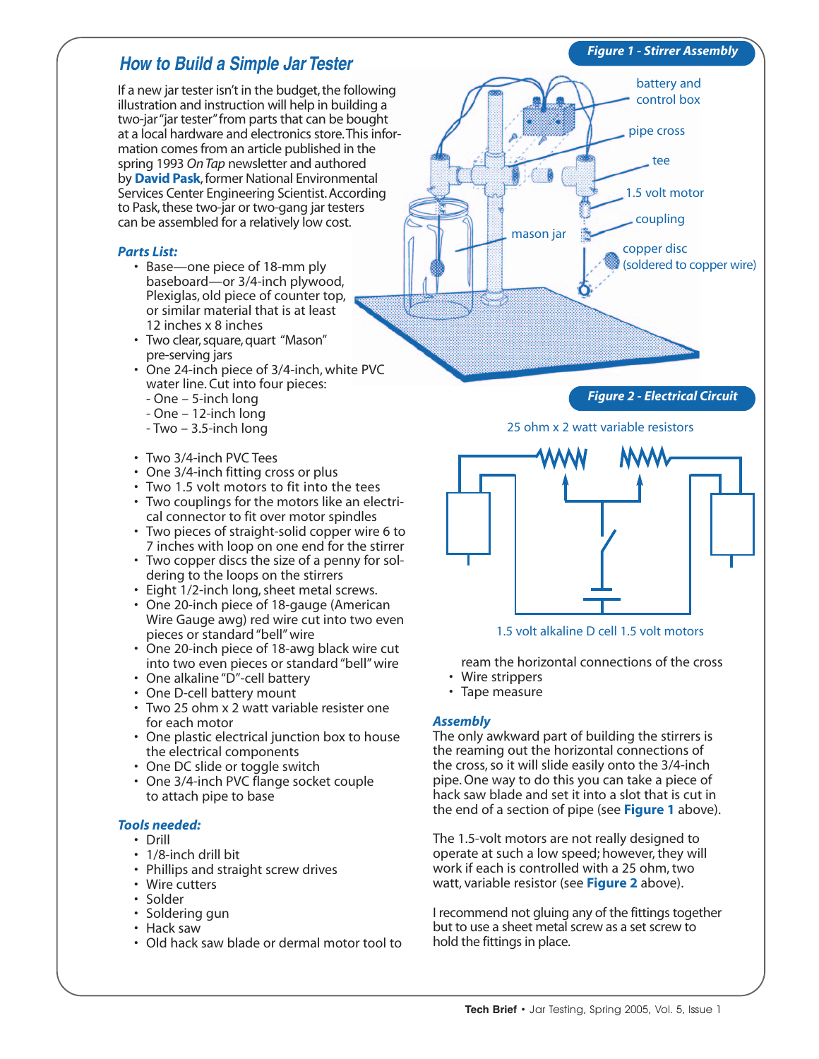## *How to Build a Simple Jar Tester*

If a new jar tester isn't in the budget, the following illustration and instruction will help in building a two-jar "jar tester" from parts that can be bought at a local hardware and electronics store. This information comes from an article published in the spring 1993 *On Tap* newsletter and authored by **David Pask**, former National Environmental Services Center Engineering Scientist. According to Pask, these two-jar or two-gang jar testers can be assembled for a relatively low cost.

### *Parts List:*

- Base—one piece of 18-mm ply baseboard—or 3/4-inch plywood, Plexiglas, old piece of counter top, or similar material that is at least 12 inches x 8 inches
- Two clear, square, quart "Mason" pre-serving jars
- One 24-inch piece of 3/4-inch, white PVC water line. Cut into four pieces:
  - One – 5-inch long
  - One – 12-inch long
  - Two – 3.5-inch long
- Two 3/4-inch PVC Tees
- One 3/4-inch fitting cross or plus
- Two 1.5 volt motors to fit into the tees
- Two couplings for the motors like an electrical connector to fit over motor spindles
- Two pieces of straight-solid copper wire 6 to 7 inches with loop on one end for the stirrer
- Two copper discs the size of a penny for soldering to the loops on the stirrers
- Eight 1/2-inch long, sheet metal screws.
- One 20-inch piece of 18-gauge (American Wire Gauge awg) red wire cut into two even pieces or standard "bell" wire
- One 20-inch piece of 18-awg black wire cut into two even pieces or standard "bell" wire
- One alkaline "D"-cell battery
- One D-cell battery mount
- Two 25 ohm x 2 watt variable resister one for each motor
- One plastic electrical junction box to house the electrical components
- One DC slide or toggle switch
- One 3/4-inch PVC flange socket couple to attach pipe to base

### *Tools needed:*

- Drill
- 1/8-inch drill bit
- Phillips and straight screw drives
- Wire cutters
- Solder
- Soldering gun
- Hack saw
- Old hack saw blade or dermal motor tool to ream the horizontal connections of the cross
- Wire strippers
- Tape measure

**Figure 1 - Stirrer Assembly**

battery and control box; pipe cross; tee; 1.5 volt motor; coupling; mason jar; copper disc (soldered to copper wire)

**Figure 2 - Electrical Circuit**

25 ohm x 2 watt variable resistors

1.5 volt alkaline D cell 1.5 volt motors

### *Assembly*

The only awkward part of building the stirrers is the reaming out the horizontal connections of the cross, so it will slide easily onto the 3/4-inch pipe. One way to do this you can take a piece of hack saw blade and set it into a slot that is cut in the end of a section of pipe (see **Figure 1** above).

The 1.5-volt motors are not really designed to operate at such a low speed; however, they will work if each is controlled with a 25 ohm, two watt, variable resistor (see **Figure 2** above).

I recommend not gluing any of the fittings together but to use a sheet metal screw as a set screw to hold the fittings in place.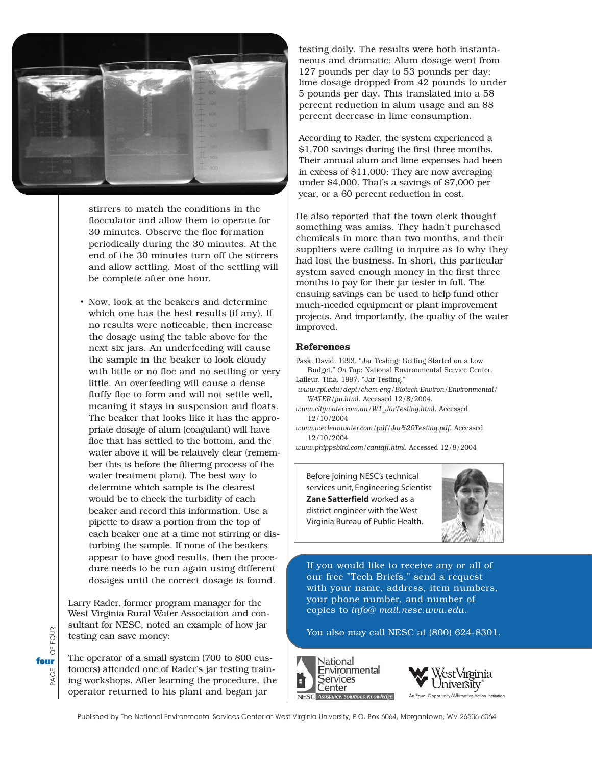stirrers to match the conditions in the flocculator and allow them to operate for 30 minutes. Observe the floc formation periodically during the 30 minutes. At the end of the 30 minutes turn off the stirrers and allow settling. Most of the settling will be complete after one hour.

- Now, look at the beakers and determine which one has the best results (if any). If no results were noticeable, then increase the dosage using the table above for the next six jars. An underfeeding will cause the sample in the beaker to look cloudy with little or no floc and no settling or very little. An overfeeding will cause a dense fluffy floc to form and will not settle well, meaning it stays in suspension and floats. The beaker that looks like it has the appropriate dosage of alum (coagulant) will have floc that has settled to the bottom, and the water above it will be relatively clear (remember this is before the filtering process of the water treatment plant). The best way to determine which sample is the clearest would be to check the turbidity of each beaker and record this information. Use a pipette to draw a portion from the top of each beaker one at a time not stirring or disturbing the sample. If none of the beakers appear to have good results, then the procedure needs to be run again using different dosages until the correct dosage is found.

Larry Rader, former program manager for the West Virginia Rural Water Association and consultant for NESC, noted an example of how jar testing can save money:

The operator of a small system (700 to 800 customers) attended one of Rader's jar testing training workshops. After learning the procedure, the operator returned to his plant and began jar testing daily. The results were both instantaneous and dramatic: Alum dosage went from 127 pounds per day to 53 pounds per day; lime dosage dropped from 42 pounds to under 5 pounds per day. This translated into a 58 percent reduction in alum usage and an 88 percent decrease in lime consumption.

According to Rader, the system experienced a $1,700 savings during the first three months. Their annual alum and lime expenses had been in excess of $11,000: They are now averaging under $4,000. That's a savings of $7,000 per year, or a 60 percent reduction in cost.

He also reported that the town clerk thought something was amiss. They hadn't purchased chemicals in more than two months, and their suppliers were calling to inquire as to why they had lost the business. In short, this particular system saved enough money in the first three months to pay for their jar tester in full. The ensuing savings can be used to help fund other much-needed equipment or plant improvement projects. And importantly, the quality of the water improved.

## References

Pask, David. 1993. "Jar Testing: Getting Started on a Low Budget." *On Tap*: National Environmental Service Center.

Lafleur, Tina. 1997. "Jar Testing." *www.rpi.edu/dept/chem-eng/Biotech-Environ/Environmental/WATER/jar.html*. Accessed 12/8/2004.

*www.citywater.com.au/WT_JarTesting.html*. Accessed 12/10/2004

*www.wecleanwater.com/pdf/Jar%20Testing.pdf*. Accessed 12/10/2004

*www.phippsbird.com/cantaff.html*. Accessed 12/8/2004

Before joining NESC's technical services unit, Engineering Scientist **Zane Satterfield** worked as a district engineer with the West Virginia Bureau of Public Health.

If you would like to receive any or all of our free "Tech Briefs," send a request with your name, address, item numbers, your phone number, and number of copies to *info@ mail.nesc.wvu.edu*.

You also may call NESC at (800) 624-8301.

National Environmental Services Center
NESC Assistance. Solutions. Knowledge.

West Virginia University
An Equal Opportunity/Affirmative Action Institution

Published by The National Environmental Services Center at West Virginia University, P.O. Box 6064, Morgantown, WV 26506-6064